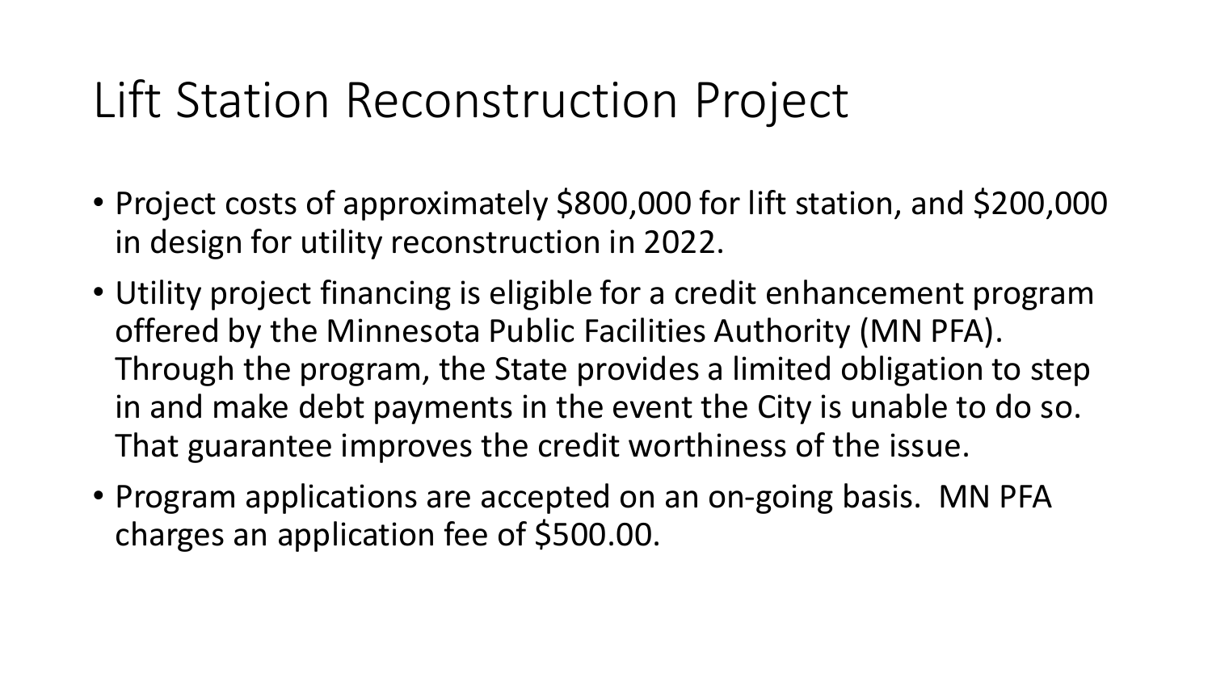# Lift Station Reconstruction Project

- Project costs of approximately $800,000 for lift station, and $200,000 in design for utility reconstruction in 2022.
- Utility project financing is eligible for a credit enhancement program offered by the Minnesota Public Facilities Authority (MN PFA). Through the program, the State provides a limited obligation to step in and make debt payments in the event the City is unable to do so. That guarantee improves the credit worthiness of the issue.
- Program applications are accepted on an on-going basis. MN PFA charges an application fee of $500.00.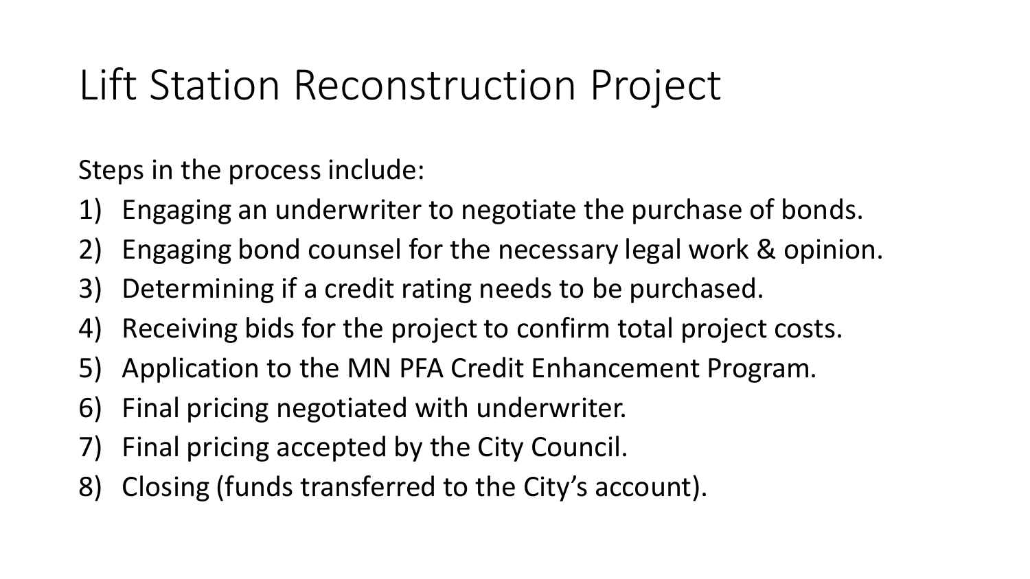# Lift Station Reconstruction Project

Steps in the process include:

1) Engaging an underwriter to negotiate the purchase of bonds.
2) Engaging bond counsel for the necessary legal work & opinion.
3) Determining if a credit rating needs to be purchased.
4) Receiving bids for the project to confirm total project costs.
5) Application to the MN PFA Credit Enhancement Program.
6) Final pricing negotiated with underwriter.
7) Final pricing accepted by the City Council.
8) Closing (funds transferred to the City's account).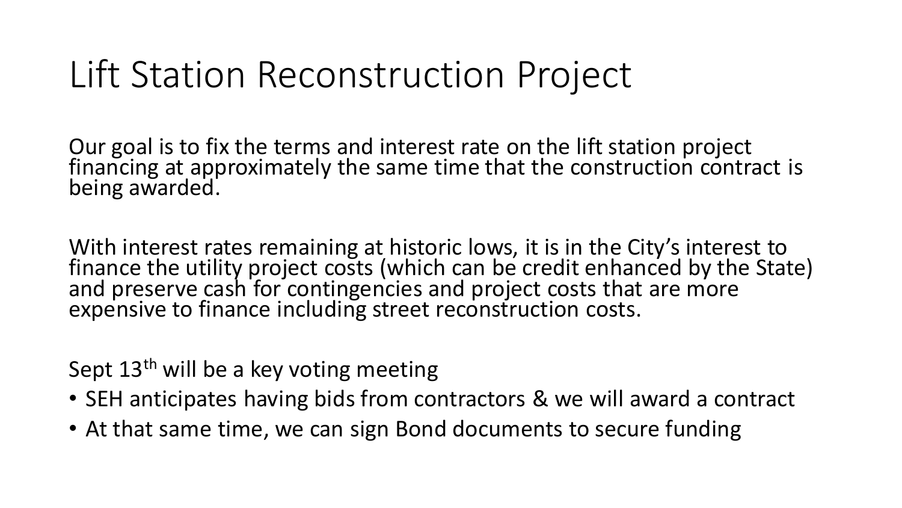# Lift Station Reconstruction Project

Our goal is to fix the terms and interest rate on the lift station project financing at approximately the same time that the construction contract is being awarded.

With interest rates remaining at historic lows, it is in the City's interest to finance the utility project costs (which can be credit enhanced by the State) and preserve cash for contingencies and project costs that are more expensive to finance including street reconstruction costs.

Sept 13th will be a key voting meeting

- SEH anticipates having bids from contractors & we will award a contract
- At that same time, we can sign Bond documents to secure funding